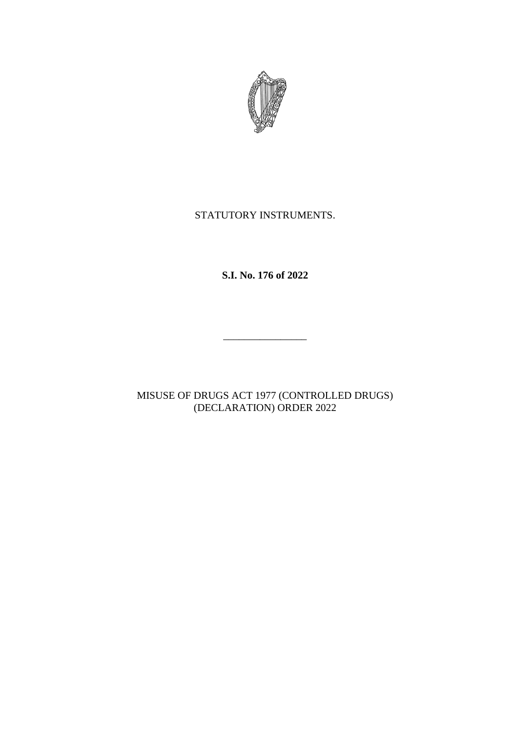STATUTORY INSTRUMENTS.

**S.I. No. 176 of 2022**

---

MISUSE OF DRUGS ACT 1977 (CONTROLLED DRUGS) (DECLARATION) ORDER 2022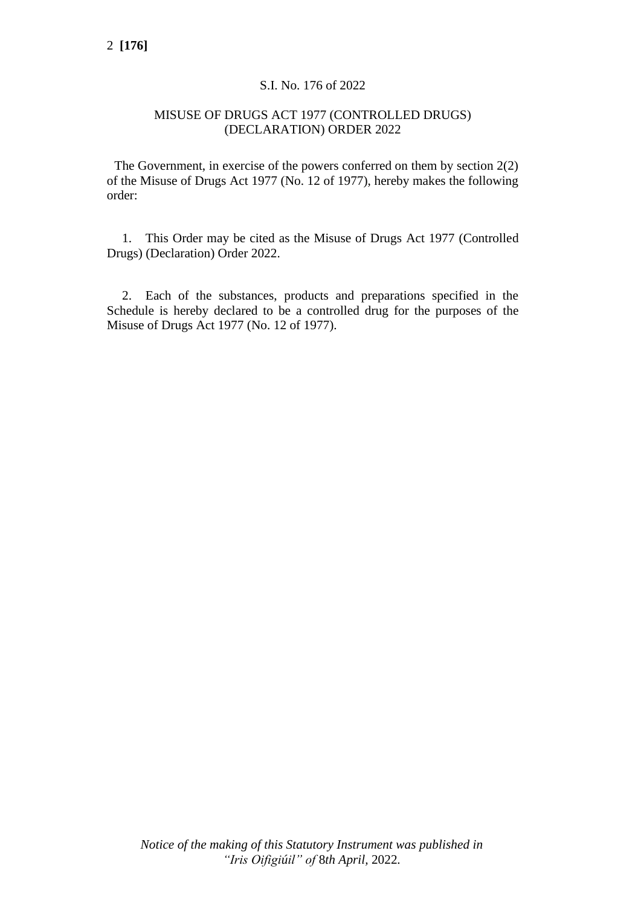S.I. No. 176 of 2022

# MISUSE OF DRUGS ACT 1977 (CONTROLLED DRUGS) (DECLARATION) ORDER 2022

The Government, in exercise of the powers conferred on them by section 2(2) of the Misuse of Drugs Act 1977 (No. 12 of 1977), hereby makes the following order:

1. This Order may be cited as the Misuse of Drugs Act 1977 (Controlled Drugs) (Declaration) Order 2022.

2. Each of the substances, products and preparations specified in the Schedule is hereby declared to be a controlled drug for the purposes of the Misuse of Drugs Act 1977 (No. 12 of 1977).

*Notice of the making of this Statutory Instrument was published in "Iris Oifigiúil" of* 8*th April,* 2022*.*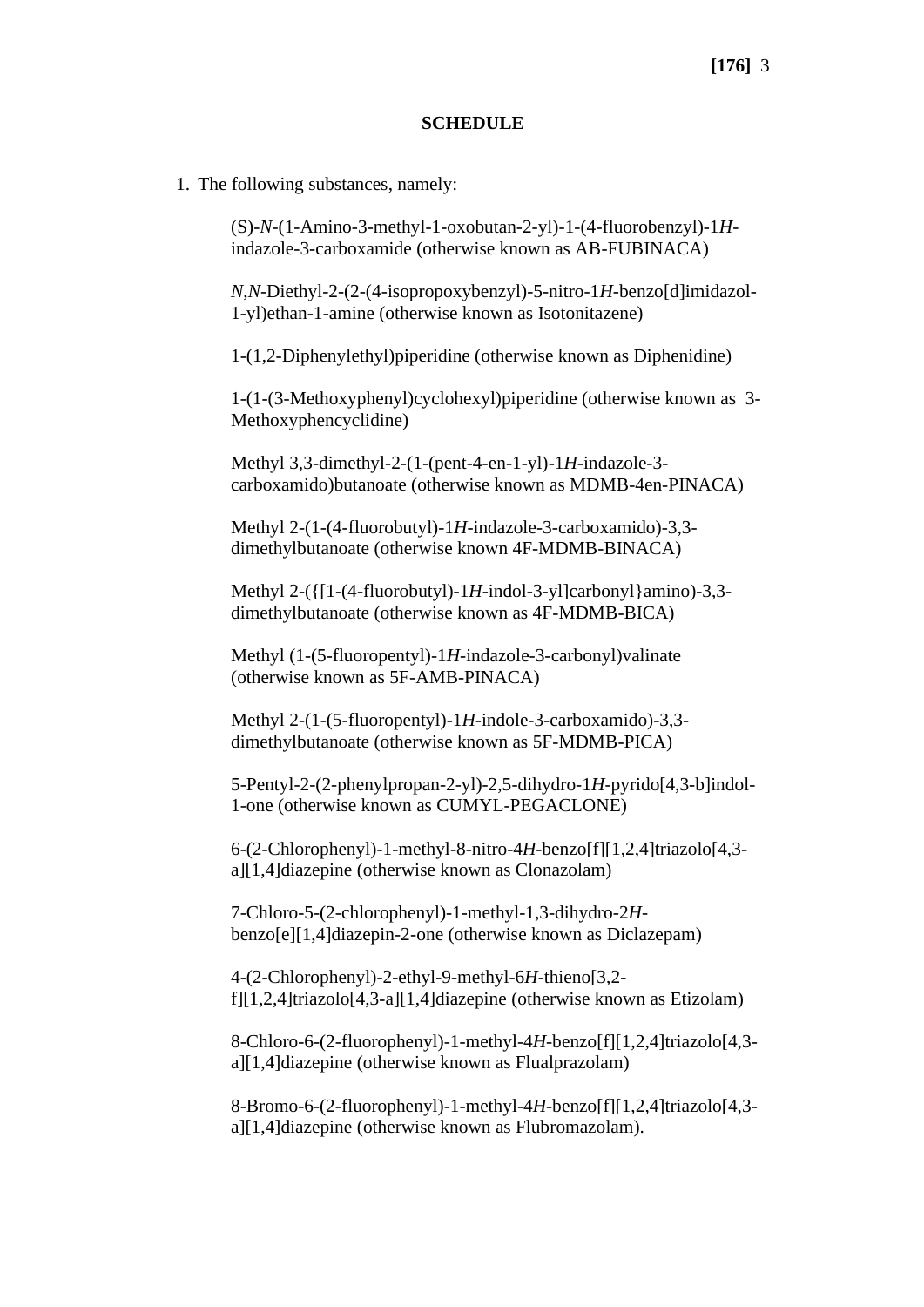## SCHEDULE

1. The following substances, namely:

    (S)-*N*-(1-Amino-3-methyl-1-oxobutan-2-yl)-1-(4-fluorobenzyl)-1*H*-indazole-3-carboxamide (otherwise known as AB-FUBINACA)

    *N*,*N*-Diethyl-2-(2-(4-isopropoxybenzyl)-5-nitro-1*H*-benzo[d]imidazol-1-yl)ethan-1-amine (otherwise known as Isotonitazene)

    1-(1,2-Diphenylethyl)piperidine (otherwise known as Diphenidine)

    1-(1-(3-Methoxyphenyl)cyclohexyl)piperidine (otherwise known as 3-Methoxyphencyclidine)

    Methyl 3,3-dimethyl-2-(1-(pent-4-en-1-yl)-1*H*-indazole-3-carboxamido)butanoate (otherwise known as MDMB-4en-PINACA)

    Methyl 2-(1-(4-fluorobutyl)-1*H*-indazole-3-carboxamido)-3,3-dimethylbutanoate (otherwise known 4F-MDMB-BINACA)

    Methyl 2-({[1-(4-fluorobutyl)-1*H*-indol-3-yl]carbonyl}amino)-3,3-dimethylbutanoate (otherwise known as 4F-MDMB-BICA)

    Methyl (1-(5-fluoropentyl)-1*H*-indazole-3-carbonyl)valinate (otherwise known as 5F-AMB-PINACA)

    Methyl 2-(1-(5-fluoropentyl)-1*H*-indole-3-carboxamido)-3,3-dimethylbutanoate (otherwise known as 5F-MDMB-PICA)

    5-Pentyl-2-(2-phenylpropan-2-yl)-2,5-dihydro-1*H*-pyrido[4,3-b]indol-1-one (otherwise known as CUMYL-PEGACLONE)

    6-(2-Chlorophenyl)-1-methyl-8-nitro-4*H*-benzo[f][1,2,4]triazolo[4,3-a][1,4]diazepine (otherwise known as Clonazolam)

    7-Chloro-5-(2-chlorophenyl)-1-methyl-1,3-dihydro-2*H*-benzo[e][1,4]diazepin-2-one (otherwise known as Diclazepam)

    4-(2-Chlorophenyl)-2-ethyl-9-methyl-6*H*-thieno[3,2-f][1,2,4]triazolo[4,3-a][1,4]diazepine (otherwise known as Etizolam)

    8-Chloro-6-(2-fluorophenyl)-1-methyl-4*H*-benzo[f][1,2,4]triazolo[4,3-a][1,4]diazepine (otherwise known as Flualprazolam)

    8-Bromo-6-(2-fluorophenyl)-1-methyl-4*H*-benzo[f][1,2,4]triazolo[4,3-a][1,4]diazepine (otherwise known as Flubromazolam).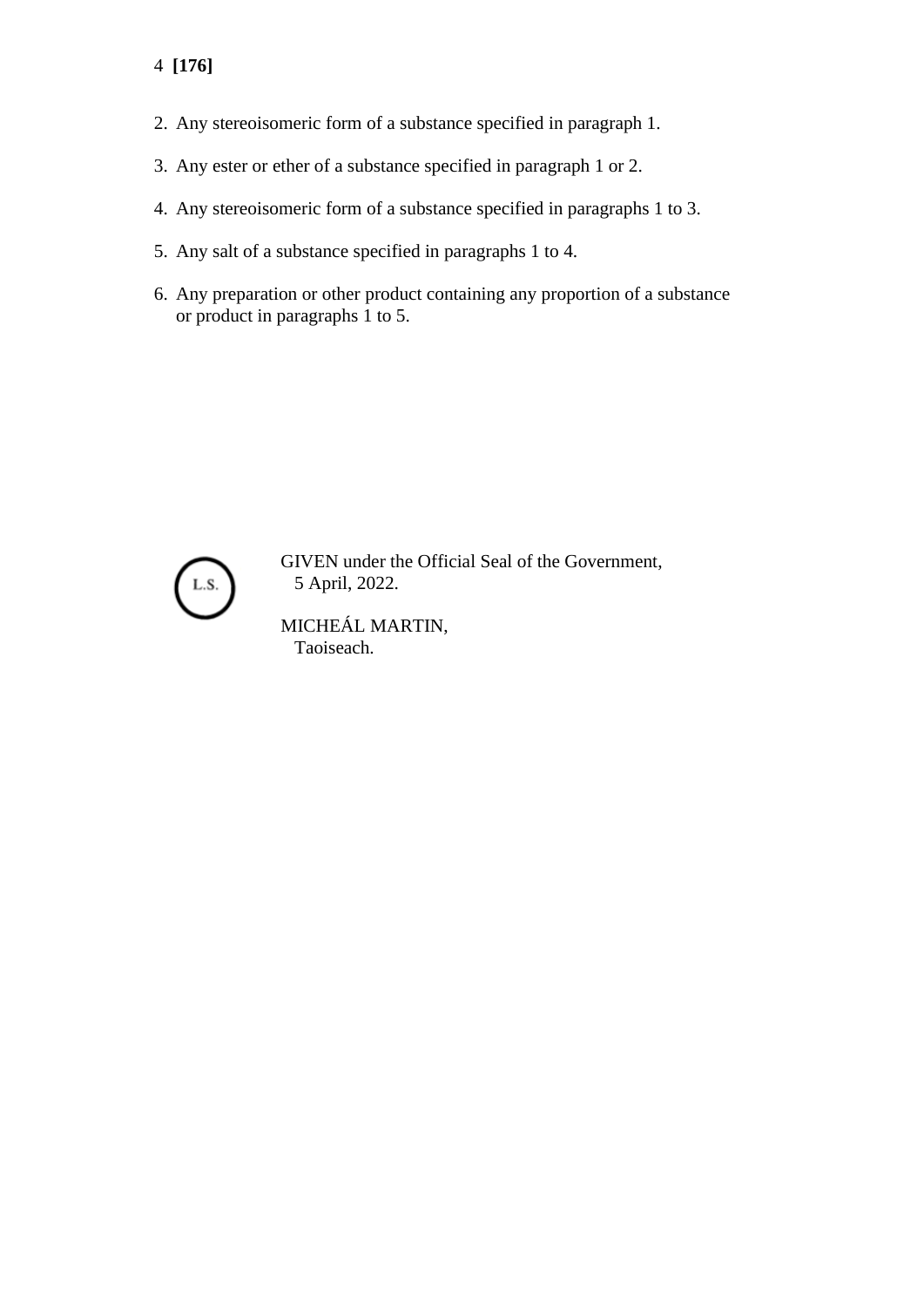2. Any stereoisomeric form of a substance specified in paragraph 1.

3. Any ester or ether of a substance specified in paragraph 1 or 2.

4. Any stereoisomeric form of a substance specified in paragraphs 1 to 3.

5. Any salt of a substance specified in paragraphs 1 to 4.

6. Any preparation or other product containing any proportion of a substance or product in paragraphs 1 to 5.

L.S.

GIVEN under the Official Seal of the Government,
5 April, 2022.

MICHEÁL MARTIN,
Taoiseach.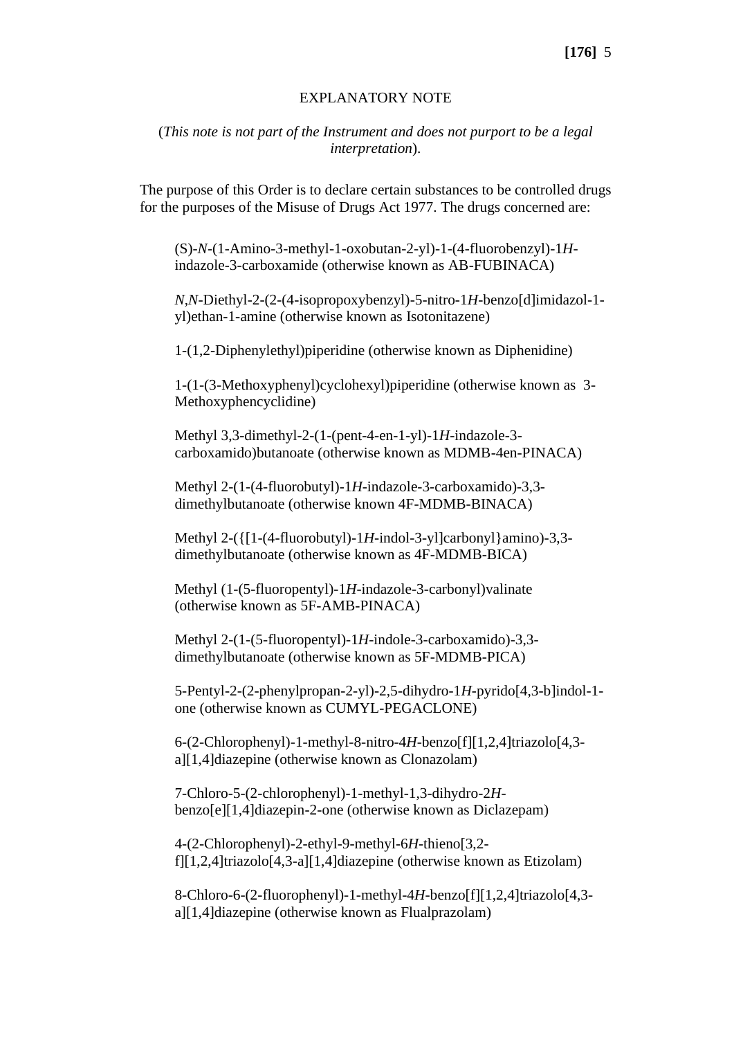## EXPLANATORY NOTE

(*This note is not part of the Instrument and does not purport to be a legal interpretation*).

The purpose of this Order is to declare certain substances to be controlled drugs for the purposes of the Misuse of Drugs Act 1977. The drugs concerned are:

(S)-*N*-(1-Amino-3-methyl-1-oxobutan-2-yl)-1-(4-fluorobenzyl)-1*H*-indazole-3-carboxamide (otherwise known as AB-FUBINACA)

*N*,*N*-Diethyl-2-(2-(4-isopropoxybenzyl)-5-nitro-1*H*-benzo[d]imidazol-1-yl)ethan-1-amine (otherwise known as Isotonitazene)

1-(1,2-Diphenylethyl)piperidine (otherwise known as Diphenidine)

1-(1-(3-Methoxyphenyl)cyclohexyl)piperidine (otherwise known as 3-Methoxyphencyclidine)

Methyl 3,3-dimethyl-2-(1-(pent-4-en-1-yl)-1*H*-indazole-3-carboxamido)butanoate (otherwise known as MDMB-4en-PINACA)

Methyl 2-(1-(4-fluorobutyl)-1*H*-indazole-3-carboxamido)-3,3-dimethylbutanoate (otherwise known 4F-MDMB-BINACA)

Methyl 2-({[1-(4-fluorobutyl)-1*H*-indol-3-yl]carbonyl}amino)-3,3-dimethylbutanoate (otherwise known as 4F-MDMB-BICA)

Methyl (1-(5-fluoropentyl)-1*H*-indazole-3-carbonyl)valinate (otherwise known as 5F-AMB-PINACA)

Methyl 2-(1-(5-fluoropentyl)-1*H*-indole-3-carboxamido)-3,3-dimethylbutanoate (otherwise known as 5F-MDMB-PICA)

5-Pentyl-2-(2-phenylpropan-2-yl)-2,5-dihydro-1*H*-pyrido[4,3-b]indol-1-one (otherwise known as CUMYL-PEGACLONE)

6-(2-Chlorophenyl)-1-methyl-8-nitro-4*H*-benzo[f][1,2,4]triazolo[4,3-a][1,4]diazepine (otherwise known as Clonazolam)

7-Chloro-5-(2-chlorophenyl)-1-methyl-1,3-dihydro-2*H*-benzo[e][1,4]diazepin-2-one (otherwise known as Diclazepam)

4-(2-Chlorophenyl)-2-ethyl-9-methyl-6*H*-thieno[3,2-f][1,2,4]triazolo[4,3-a][1,4]diazepine (otherwise known as Etizolam)

8-Chloro-6-(2-fluorophenyl)-1-methyl-4*H*-benzo[f][1,2,4]triazolo[4,3-a][1,4]diazepine (otherwise known as Flualprazolam)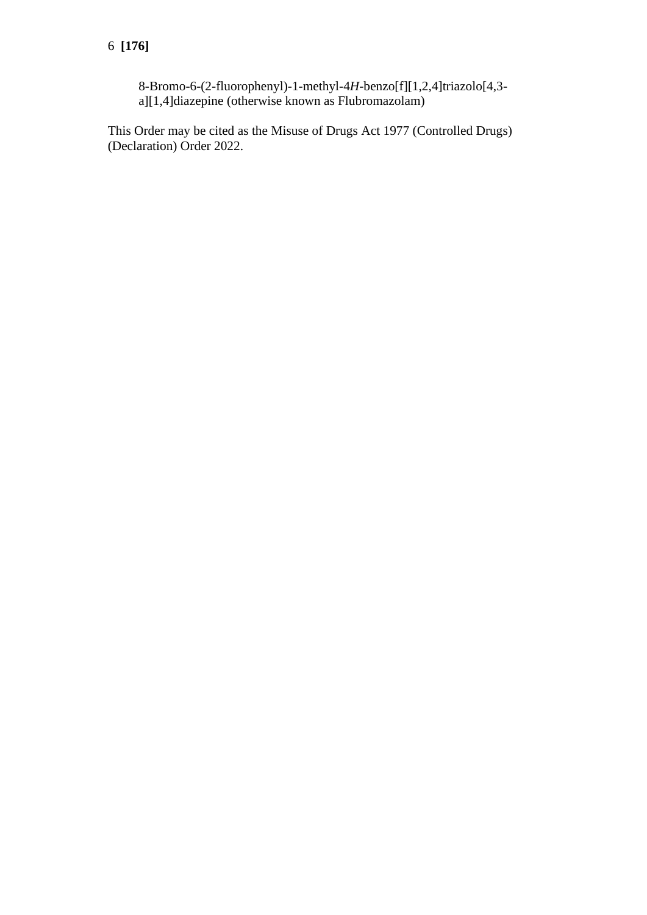8-Bromo-6-(2-fluorophenyl)-1-methyl-4*H*-benzo[f][1,2,4]triazolo[4,3-a][1,4]diazepine (otherwise known as Flubromazolam)

This Order may be cited as the Misuse of Drugs Act 1977 (Controlled Drugs) (Declaration) Order 2022.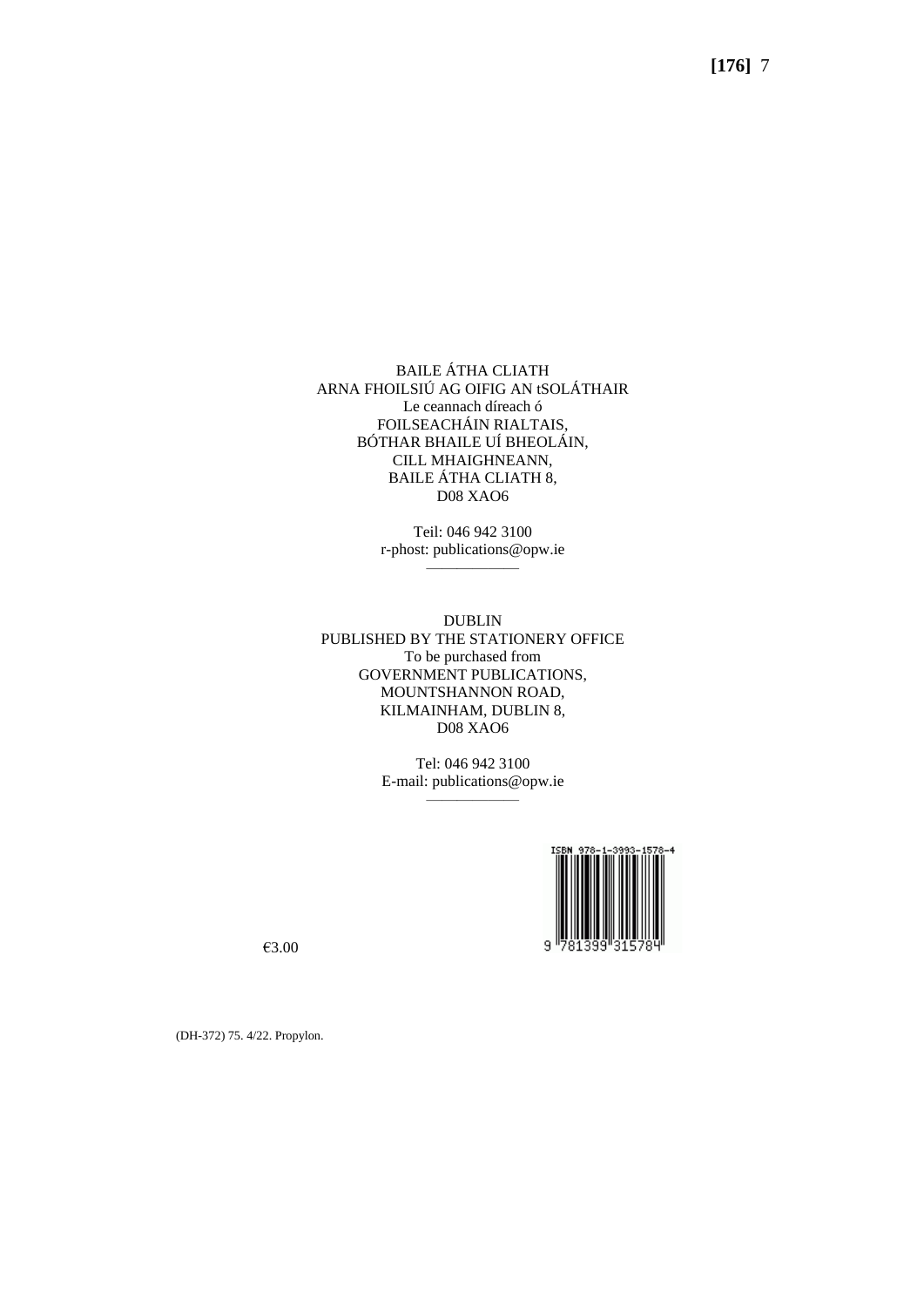BAILE ÁTHA CLIATH
ARNA FHOILSIÚ AG OIFIG AN tSOLÁTHAIR
Le ceannach díreach ó
FOILSEACHÁIN RIALTAIS,
BÓTHAR BHAILE UÍ BHEOLÁIN,
CILL MHAIGHNEANN,
BAILE ÁTHA CLIATH 8,
D08 XAO6

Teil: 046 942 3100
r-phost: publications@opw.ie

---

DUBLIN
PUBLISHED BY THE STATIONERY OFFICE
To be purchased from
GOVERNMENT PUBLICATIONS,
MOUNTSHANNON ROAD,
KILMAINHAM, DUBLIN 8,
D08 XAO6

Tel: 046 942 3100
E-mail: publications@opw.ie

---

ISBN 978-1-3993-1578-4

9 781399 315784

€3.00

(DH-372) 75. 4/22. Propylon.